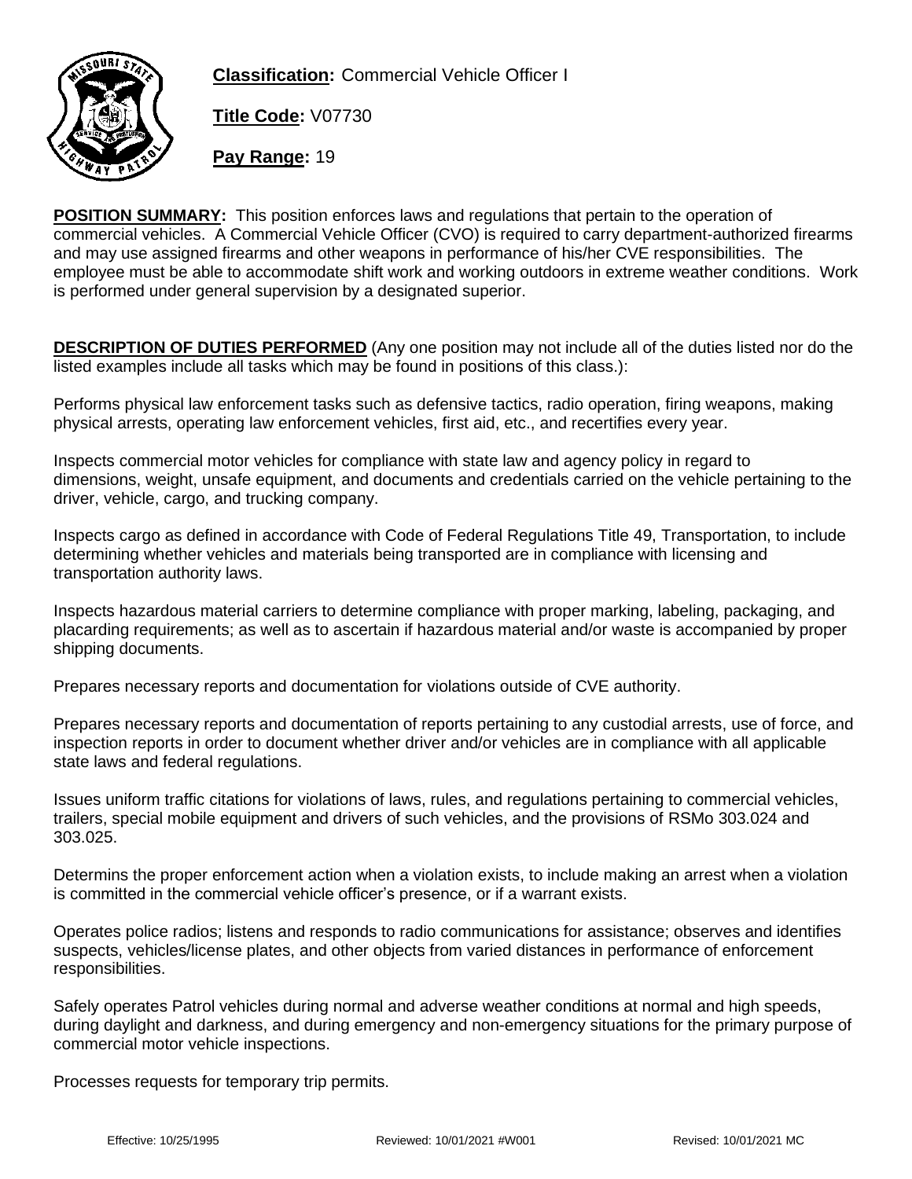**Classification:** Commercial Vehicle Officer I

**Title Code:** V07730

**Pay Range:** 19

**POSITION SUMMARY:** This position enforces laws and regulations that pertain to the operation of commercial vehicles. A Commercial Vehicle Officer (CVO) is required to carry department-authorized firearms and may use assigned firearms and other weapons in performance of his/her CVE responsibilities. The employee must be able to accommodate shift work and working outdoors in extreme weather conditions. Work is performed under general supervision by a designated superior.

**DESCRIPTION OF DUTIES PERFORMED** (Any one position may not include all of the duties listed nor do the listed examples include all tasks which may be found in positions of this class.):

Performs physical law enforcement tasks such as defensive tactics, radio operation, firing weapons, making physical arrests, operating law enforcement vehicles, first aid, etc., and recertifies every year.

Inspects commercial motor vehicles for compliance with state law and agency policy in regard to dimensions, weight, unsafe equipment, and documents and credentials carried on the vehicle pertaining to the driver, vehicle, cargo, and trucking company.

Inspects cargo as defined in accordance with Code of Federal Regulations Title 49, Transportation, to include determining whether vehicles and materials being transported are in compliance with licensing and transportation authority laws.

Inspects hazardous material carriers to determine compliance with proper marking, labeling, packaging, and placarding requirements; as well as to ascertain if hazardous material and/or waste is accompanied by proper shipping documents.

Prepares necessary reports and documentation for violations outside of CVE authority.

Prepares necessary reports and documentation of reports pertaining to any custodial arrests, use of force, and inspection reports in order to document whether driver and/or vehicles are in compliance with all applicable state laws and federal regulations.

Issues uniform traffic citations for violations of laws, rules, and regulations pertaining to commercial vehicles, trailers, special mobile equipment and drivers of such vehicles, and the provisions of RSMo 303.024 and 303.025.

Determins the proper enforcement action when a violation exists, to include making an arrest when a violation is committed in the commercial vehicle officer's presence, or if a warrant exists.

Operates police radios; listens and responds to radio communications for assistance; observes and identifies suspects, vehicles/license plates, and other objects from varied distances in performance of enforcement responsibilities.

Safely operates Patrol vehicles during normal and adverse weather conditions at normal and high speeds, during daylight and darkness, and during emergency and non-emergency situations for the primary purpose of commercial motor vehicle inspections.

Processes requests for temporary trip permits.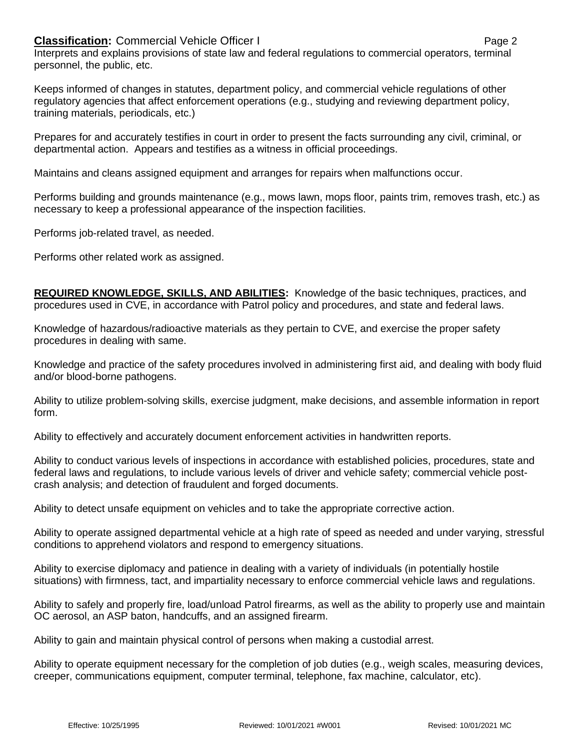Interprets and explains provisions of state law and federal regulations to commercial operators, terminal personnel, the public, etc.

Keeps informed of changes in statutes, department policy, and commercial vehicle regulations of other regulatory agencies that affect enforcement operations (e.g., studying and reviewing department policy, training materials, periodicals, etc.)

Prepares for and accurately testifies in court in order to present the facts surrounding any civil, criminal, or departmental action. Appears and testifies as a witness in official proceedings.

Maintains and cleans assigned equipment and arranges for repairs when malfunctions occur.

Performs building and grounds maintenance (e.g., mows lawn, mops floor, paints trim, removes trash, etc.) as necessary to keep a professional appearance of the inspection facilities.

Performs job-related travel, as needed.

Performs other related work as assigned.

**REQUIRED KNOWLEDGE, SKILLS, AND ABILITIES:** Knowledge of the basic techniques, practices, and procedures used in CVE, in accordance with Patrol policy and procedures, and state and federal laws.

Knowledge of hazardous/radioactive materials as they pertain to CVE, and exercise the proper safety procedures in dealing with same.

Knowledge and practice of the safety procedures involved in administering first aid, and dealing with body fluid and/or blood-borne pathogens.

Ability to utilize problem-solving skills, exercise judgment, make decisions, and assemble information in report form.

Ability to effectively and accurately document enforcement activities in handwritten reports.

Ability to conduct various levels of inspections in accordance with established policies, procedures, state and federal laws and regulations, to include various levels of driver and vehicle safety; commercial vehicle post-crash analysis; and detection of fraudulent and forged documents.

Ability to detect unsafe equipment on vehicles and to take the appropriate corrective action.

Ability to operate assigned departmental vehicle at a high rate of speed as needed and under varying, stressful conditions to apprehend violators and respond to emergency situations.

Ability to exercise diplomacy and patience in dealing with a variety of individuals (in potentially hostile situations) with firmness, tact, and impartiality necessary to enforce commercial vehicle laws and regulations.

Ability to safely and properly fire, load/unload Patrol firearms, as well as the ability to properly use and maintain OC aerosol, an ASP baton, handcuffs, and an assigned firearm.

Ability to gain and maintain physical control of persons when making a custodial arrest.

Ability to operate equipment necessary for the completion of job duties (e.g., weigh scales, measuring devices, creeper, communications equipment, computer terminal, telephone, fax machine, calculator, etc).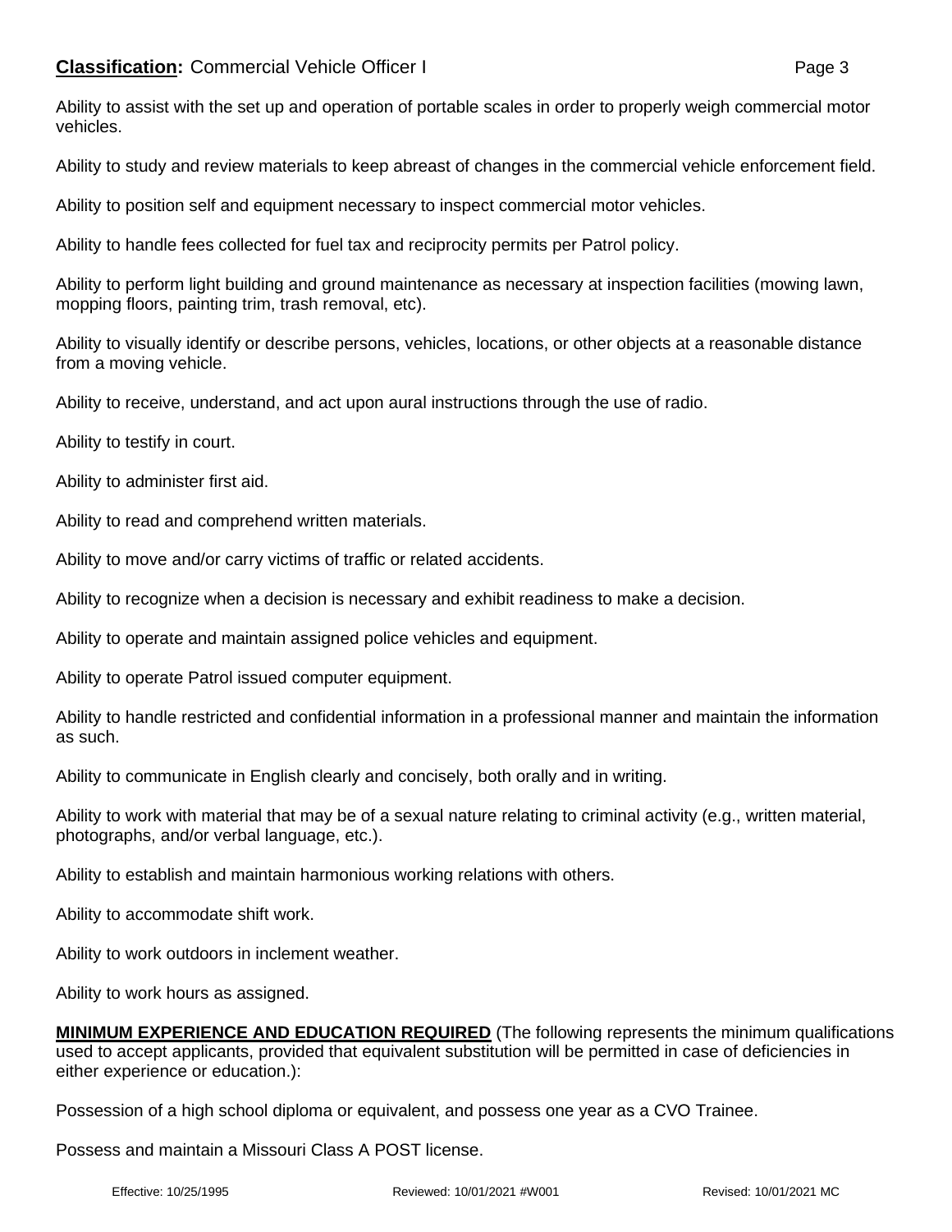Ability to assist with the set up and operation of portable scales in order to properly weigh commercial motor vehicles.

Ability to study and review materials to keep abreast of changes in the commercial vehicle enforcement field.

Ability to position self and equipment necessary to inspect commercial motor vehicles.

Ability to handle fees collected for fuel tax and reciprocity permits per Patrol policy.

Ability to perform light building and ground maintenance as necessary at inspection facilities (mowing lawn, mopping floors, painting trim, trash removal, etc).

Ability to visually identify or describe persons, vehicles, locations, or other objects at a reasonable distance from a moving vehicle.

Ability to receive, understand, and act upon aural instructions through the use of radio.

Ability to testify in court.

Ability to administer first aid.

Ability to read and comprehend written materials.

Ability to move and/or carry victims of traffic or related accidents.

Ability to recognize when a decision is necessary and exhibit readiness to make a decision.

Ability to operate and maintain assigned police vehicles and equipment.

Ability to operate Patrol issued computer equipment.

Ability to handle restricted and confidential information in a professional manner and maintain the information as such.

Ability to communicate in English clearly and concisely, both orally and in writing.

Ability to work with material that may be of a sexual nature relating to criminal activity (e.g., written material, photographs, and/or verbal language, etc.).

Ability to establish and maintain harmonious working relations with others.

Ability to accommodate shift work.

Ability to work outdoors in inclement weather.

Ability to work hours as assigned.

**MINIMUM EXPERIENCE AND EDUCATION REQUIRED** (The following represents the minimum qualifications used to accept applicants, provided that equivalent substitution will be permitted in case of deficiencies in either experience or education.):

Possession of a high school diploma or equivalent, and possess one year as a CVO Trainee.

Possess and maintain a Missouri Class A POST license.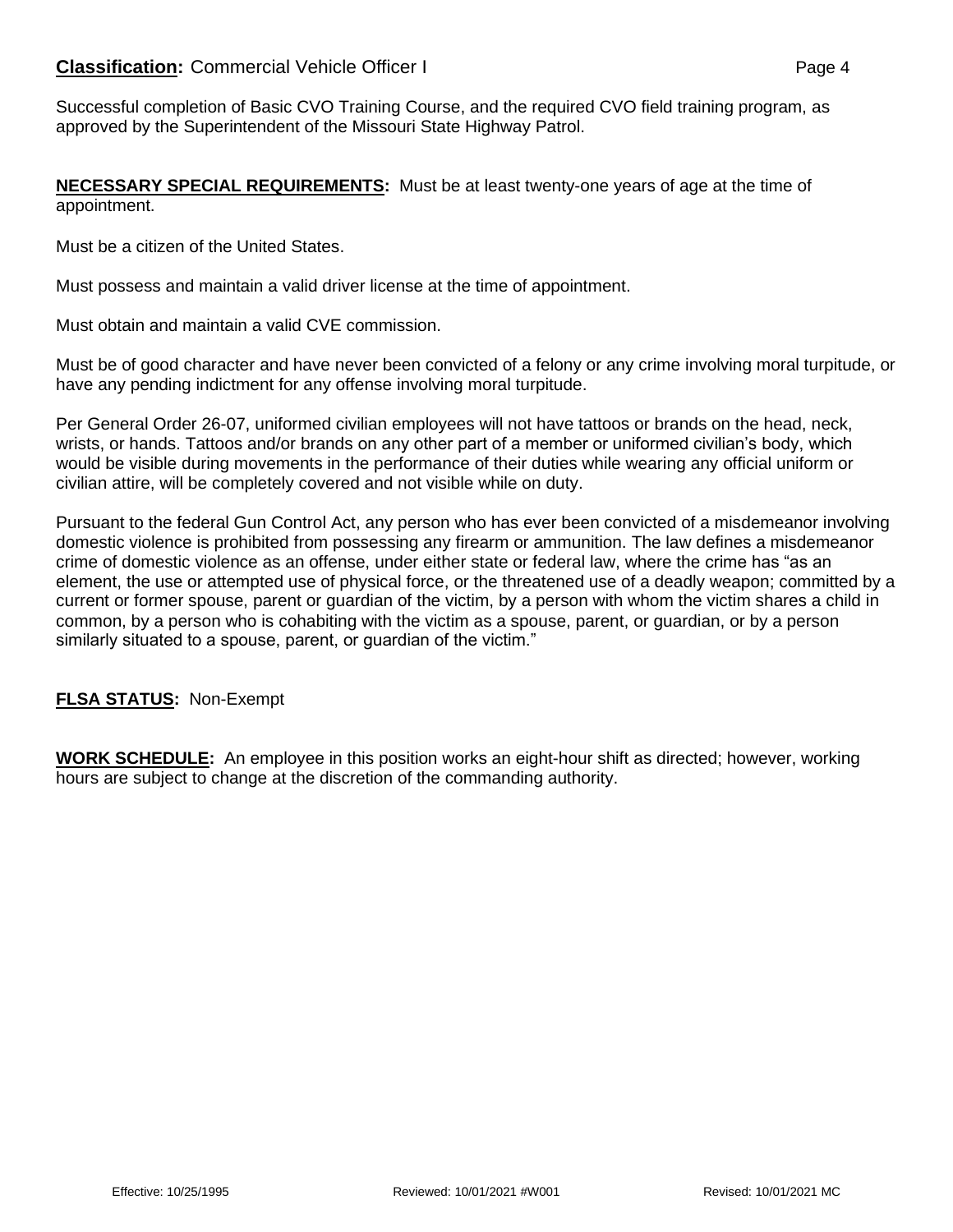Successful completion of Basic CVO Training Course, and the required CVO field training program, as approved by the Superintendent of the Missouri State Highway Patrol.

**NECESSARY SPECIAL REQUIREMENTS:** Must be at least twenty-one years of age at the time of appointment.

Must be a citizen of the United States.

Must possess and maintain a valid driver license at the time of appointment.

Must obtain and maintain a valid CVE commission.

Must be of good character and have never been convicted of a felony or any crime involving moral turpitude, or have any pending indictment for any offense involving moral turpitude.

Per General Order 26-07, uniformed civilian employees will not have tattoos or brands on the head, neck, wrists, or hands. Tattoos and/or brands on any other part of a member or uniformed civilian's body, which would be visible during movements in the performance of their duties while wearing any official uniform or civilian attire, will be completely covered and not visible while on duty.

Pursuant to the federal Gun Control Act, any person who has ever been convicted of a misdemeanor involving domestic violence is prohibited from possessing any firearm or ammunition. The law defines a misdemeanor crime of domestic violence as an offense, under either state or federal law, where the crime has "as an element, the use or attempted use of physical force, or the threatened use of a deadly weapon; committed by a current or former spouse, parent or guardian of the victim, by a person with whom the victim shares a child in common, by a person who is cohabiting with the victim as a spouse, parent, or guardian, or by a person similarly situated to a spouse, parent, or guardian of the victim."

**FLSA STATUS:** Non-Exempt

**WORK SCHEDULE:** An employee in this position works an eight-hour shift as directed; however, working hours are subject to change at the discretion of the commanding authority.